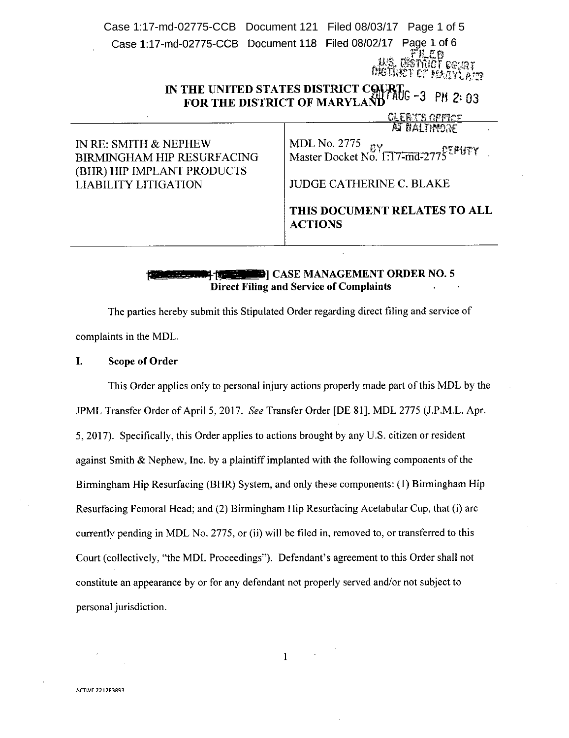# IN THE UNITED STATES DISTRICT COURT FOR THE DISTRICT OF MARYLAND

| | |
|---|---|
| IN RE: SMITH & NEPHEW BIRMINGHAM HIP RESURFACING (BHR) HIP IMPLANT PRODUCTS LIABILITY LITIGATION | MDL No. 2775<br>Master Docket No. 1:17-md-2775<br><br>JUDGE CATHERINE C. BLAKE<br><br>**THIS DOCUMENT RELATES TO ALL ACTIONS** |

## CASE MANAGEMENT ORDER NO. 5
### Direct Filing and Service of Complaints

The parties hereby submit this Stipulated Order regarding direct filing and service of complaints in the MDL.

## I. Scope of Order

This Order applies only to personal injury actions properly made part of this MDL by the JPML Transfer Order of April 5, 2017. *See* Transfer Order [DE 81], MDL 2775 (J.P.M.L. Apr. 5, 2017). Specifically, this Order applies to actions brought by any U.S. citizen or resident against Smith & Nephew, Inc. by a plaintiff implanted with the following components of the Birmingham Hip Resurfacing (BHR) System, and only these components: (1) Birmingham Hip Resurfacing Femoral Head; and (2) Birmingham Hip Resurfacing Acetabular Cup, that (i) are currently pending in MDL No. 2775, or (ii) will be filed in, removed to, or transferred to this Court (collectively, "the MDL Proceedings"). Defendant's agreement to this Order shall not constitute an appearance by or for any defendant not properly served and/or not subject to personal jurisdiction.

ACTIVE 221283893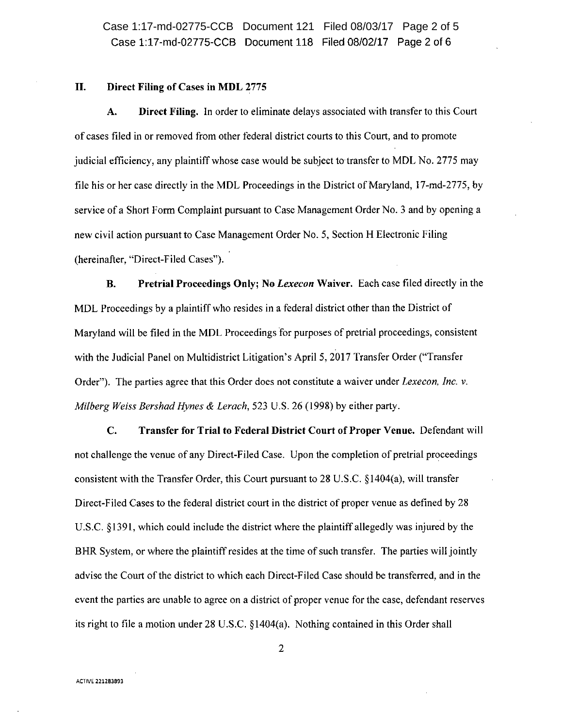## II. Direct Filing of Cases in MDL 2775

**A. Direct Filing.** In order to eliminate delays associated with transfer to this Court of cases filed in or removed from other federal district courts to this Court, and to promote judicial efficiency, any plaintiff whose case would be subject to transfer to MDL No. 2775 may file his or her case directly in the MDL Proceedings in the District of Maryland, 17-md-2775, by service of a Short Form Complaint pursuant to Case Management Order No. 3 and by opening a new civil action pursuant to Case Management Order No. 5, Section H Electronic Filing (hereinafter, "Direct-Filed Cases").

**B. Pretrial Proceedings Only; No *Lexecon* Waiver.** Each case filed directly in the MDL Proceedings by a plaintiff who resides in a federal district other than the District of Maryland will be filed in the MDL Proceedings for purposes of pretrial proceedings, consistent with the Judicial Panel on Multidistrict Litigation's April 5, 2017 Transfer Order ("Transfer Order"). The parties agree that this Order does not constitute a waiver under *Lexecon, Inc. v. Milberg Weiss Bershad Hynes & Lerach*, 523 U.S. 26 (1998) by either party.

**C. Transfer for Trial to Federal District Court of Proper Venue.** Defendant will not challenge the venue of any Direct-Filed Case. Upon the completion of pretrial proceedings consistent with the Transfer Order, this Court pursuant to 28 U.S.C. §1404(a), will transfer Direct-Filed Cases to the federal district court in the district of proper venue as defined by 28 U.S.C. §1391, which could include the district where the plaintiff allegedly was injured by the BHR System, or where the plaintiff resides at the time of such transfer. The parties will jointly advise the Court of the district to which each Direct-Filed Case should be transferred, and in the event the parties are unable to agree on a district of proper venue for the case, defendant reserves its right to file a motion under 28 U.S.C. §1404(a). Nothing contained in this Order shall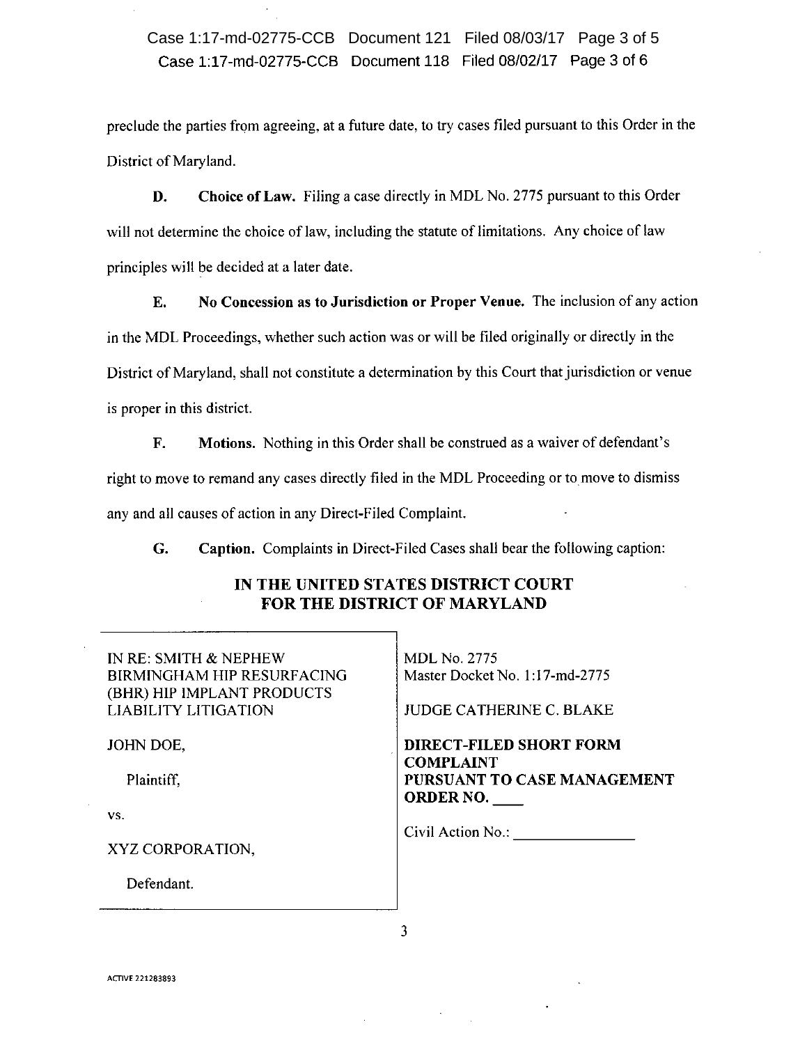preclude the parties from agreeing, at a future date, to try cases filed pursuant to this Order in the District of Maryland.

**D. Choice of Law.** Filing a case directly in MDL No. 2775 pursuant to this Order will not determine the choice of law, including the statute of limitations. Any choice of law principles will be decided at a later date.

**E. No Concession as to Jurisdiction or Proper Venue.** The inclusion of any action in the MDL Proceedings, whether such action was or will be filed originally or directly in the District of Maryland, shall not constitute a determination by this Court that jurisdiction or venue is proper in this district.

**F. Motions.** Nothing in this Order shall be construed as a waiver of defendant's right to move to remand any cases directly filed in the MDL Proceeding or to move to dismiss any and all causes of action in any Direct-Filed Complaint.

**G. Caption.** Complaints in Direct-Filed Cases shall bear the following caption:

**IN THE UNITED STATES DISTRICT COURT**
**FOR THE DISTRICT OF MARYLAND**

| | |
|---|---|
| IN RE: SMITH & NEPHEW BIRMINGHAM HIP RESURFACING (BHR) HIP IMPLANT PRODUCTS LIABILITY LITIGATION<br><br>JOHN DOE,<br><br>Plaintiff,<br><br>vs.<br><br>XYZ CORPORATION,<br><br>Defendant. | MDL No. 2775<br>Master Docket No. 1:17-md-2775<br><br>JUDGE CATHERINE C. BLAKE<br><br>**DIRECT-FILED SHORT FORM COMPLAINT PURSUANT TO CASE MANAGEMENT ORDER NO. \_\_\_\_**<br><br>Civil Action No.: \_\_\_\_\_\_\_\_\_\_\_\_\_\_\_ |

ACTIVE 221283893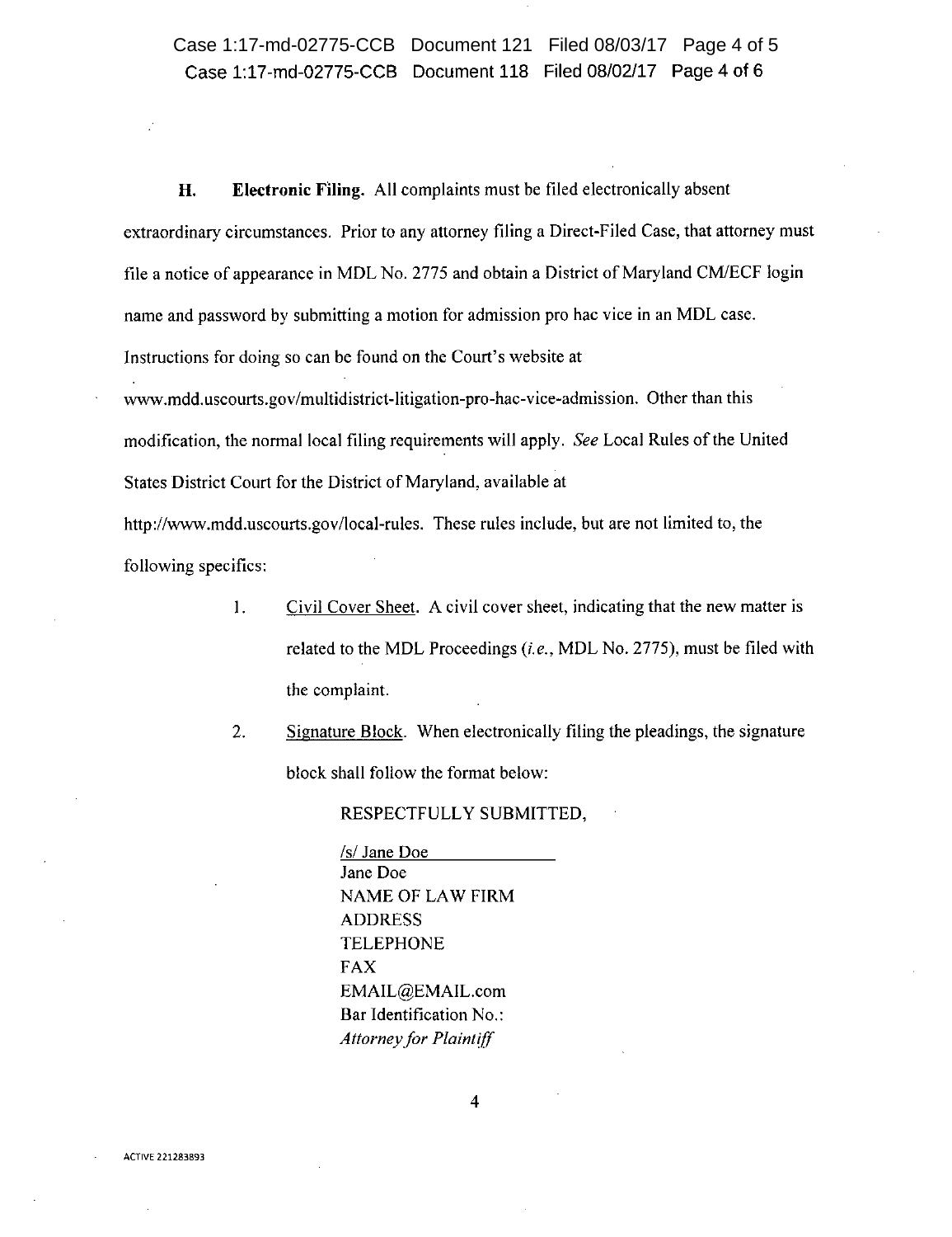**H. Electronic Filing.** All complaints must be filed electronically absent extraordinary circumstances. Prior to any attorney filing a Direct-Filed Case, that attorney must file a notice of appearance in MDL No. 2775 and obtain a District of Maryland CM/ECF login name and password by submitting a motion for admission pro hac vice in an MDL case. Instructions for doing so can be found on the Court's website at www.mdd.uscourts.gov/multidistrict-litigation-pro-hac-vice-admission. Other than this modification, the normal local filing requirements will apply. *See* Local Rules of the United States District Court for the District of Maryland, available at http://www.mdd.uscourts.gov/local-rules. These rules include, but are not limited to, the following specifics:

1. Civil Cover Sheet. A civil cover sheet, indicating that the new matter is related to the MDL Proceedings (*i.e.*, MDL No. 2775), must be filed with the complaint.

2. Signature Block. When electronically filing the pleadings, the signature block shall follow the format below:

   RESPECTFULLY SUBMITTED,

   /s/ Jane Doe
   Jane Doe
   NAME OF LAW FIRM
   ADDRESS
   TELEPHONE
   FAX
   EMAIL@EMAIL.com
   Bar Identification No.:
   *Attorney for Plaintiff*

ACTIVE 221283893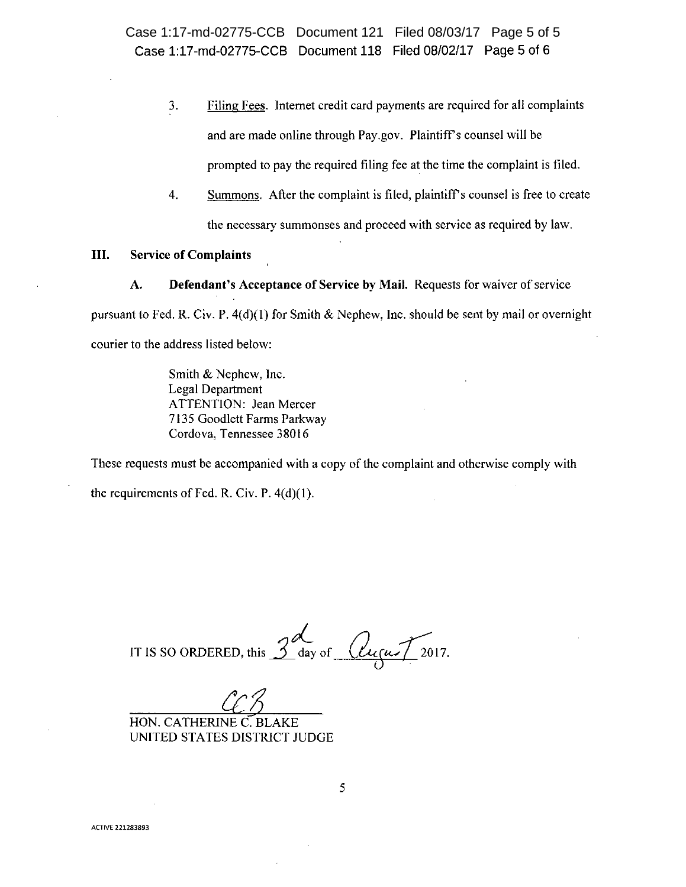3. Filing Fees. Internet credit card payments are required for all complaints and are made online through Pay.gov. Plaintiff's counsel will be prompted to pay the required filing fee at the time the complaint is filed.

4. Summons. After the complaint is filed, plaintiff's counsel is free to create the necessary summonses and proceed with service as required by law.

## III. Service of Complaints

**A. Defendant's Acceptance of Service by Mail.** Requests for waiver of service pursuant to Fed. R. Civ. P. 4(d)(1) for Smith & Nephew, Inc. should be sent by mail or overnight courier to the address listed below:

Smith & Nephew, Inc.
Legal Department
ATTENTION: Jean Mercer
7135 Goodlett Farms Parkway
Cordova, Tennessee 38016

These requests must be accompanied with a copy of the complaint and otherwise comply with the requirements of Fed. R. Civ. P. 4(d)(1).

IT IS SO ORDERED, this 3d day of August 2017.

CCB

HON. CATHERINE C. BLAKE
UNITED STATES DISTRICT JUDGE

ACTIVE 221283893